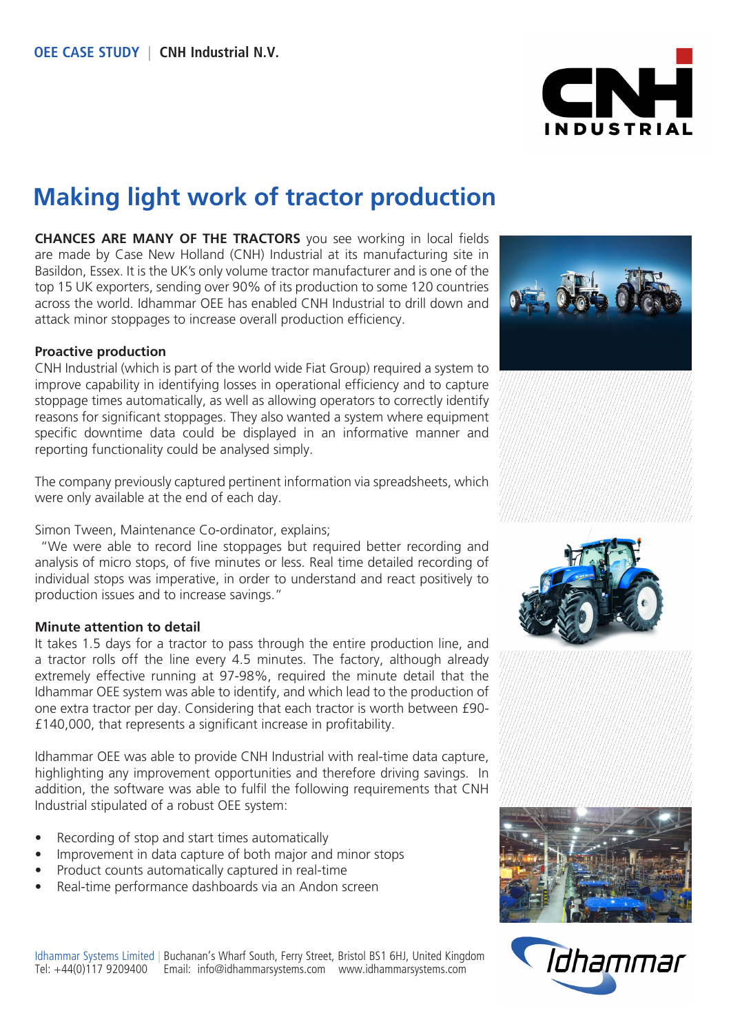**OEE CASE STUDY** | **CNH Industrial N.V.**

# Making light work of tractor production

**CHANCES ARE MANY OF THE TRACTORS** you see working in local fields are made by Case New Holland (CNH) Industrial at its manufacturing site in Basildon, Essex. It is the UK's only volume tractor manufacturer and is one of the top 15 UK exporters, sending over 90% of its production to some 120 countries across the world. Idhammar OEE has enabled CNH Industrial to drill down and attack minor stoppages to increase overall production efficiency.

### Proactive production

CNH Industrial (which is part of the world wide Fiat Group) required a system to improve capability in identifying losses in operational efficiency and to capture stoppage times automatically, as well as allowing operators to correctly identify reasons for significant stoppages. They also wanted a system where equipment specific downtime data could be displayed in an informative manner and reporting functionality could be analysed simply.

The company previously captured pertinent information via spreadsheets, which were only available at the end of each day.

Simon Tween, Maintenance Co-ordinator, explains;

"We were able to record line stoppages but required better recording and analysis of micro stops, of five minutes or less. Real time detailed recording of individual stops was imperative, in order to understand and react positively to production issues and to increase savings."

### Minute attention to detail

It takes 1.5 days for a tractor to pass through the entire production line, and a tractor rolls off the line every 4.5 minutes. The factory, although already extremely effective running at 97-98%, required the minute detail that the Idhammar OEE system was able to identify, and which lead to the production of one extra tractor per day. Considering that each tractor is worth between £90-£140,000, that represents a significant increase in profitability.

Idhammar OEE was able to provide CNH Industrial with real-time data capture, highlighting any improvement opportunities and therefore driving savings. In addition, the software was able to fulfil the following requirements that CNH Industrial stipulated of a robust OEE system:

- Recording of stop and start times automatically
- Improvement in data capture of both major and minor stops
- Product counts automatically captured in real-time
- Real-time performance dashboards via an Andon screen

Idhammar Systems Limited | Buchanan's Wharf South, Ferry Street, Bristol BS1 6HJ, United Kingdom
Tel: +44(0)117 9209400 Email: info@idhammarsystems.com www.idhammarsystems.com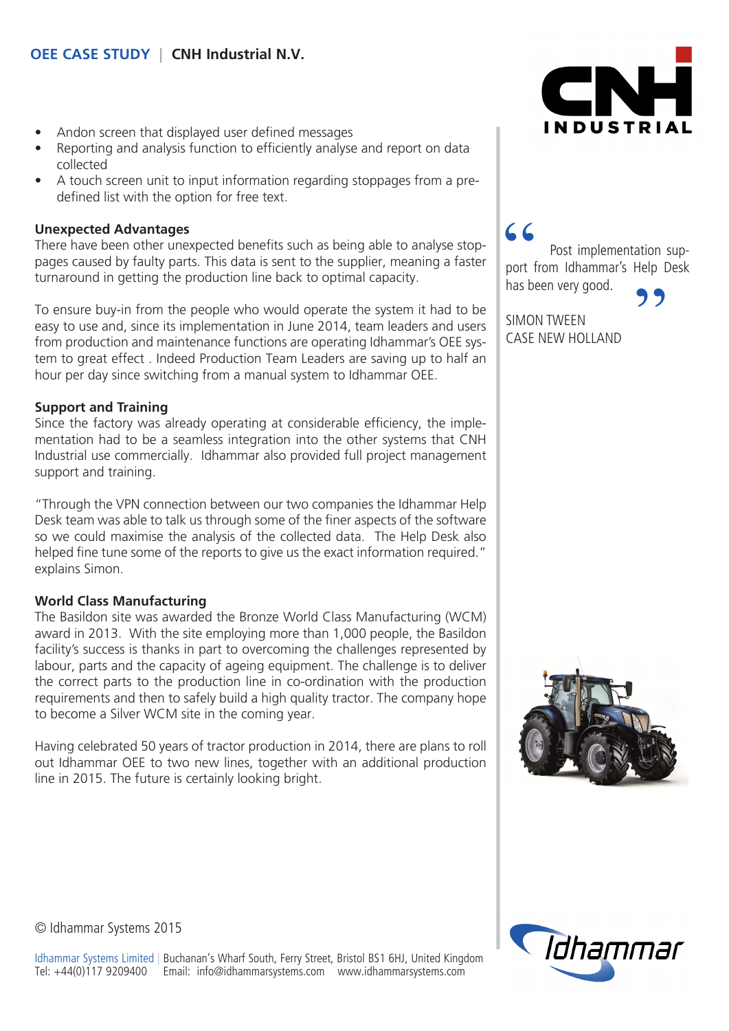- Andon screen that displayed user defined messages
- Reporting and analysis function to efficiently analyse and report on data collected
- A touch screen unit to input information regarding stoppages from a pre-defined list with the option for free text.

### Unexpected Advantages

There have been other unexpected benefits such as being able to analyse stoppages caused by faulty parts. This data is sent to the supplier, meaning a faster turnaround in getting the production line back to optimal capacity.

To ensure buy-in from the people who would operate the system it had to be easy to use and, since its implementation in June 2014, team leaders and users from production and maintenance functions are operating Idhammar's OEE system to great effect . Indeed Production Team Leaders are saving up to half an hour per day since switching from a manual system to Idhammar OEE.

### Support and Training

Since the factory was already operating at considerable efficiency, the implementation had to be a seamless integration into the other systems that CNH Industrial use commercially. Idhammar also provided full project management support and training.

"Through the VPN connection between our two companies the Idhammar Help Desk team was able to talk us through some of the finer aspects of the software so we could maximise the analysis of the collected data. The Help Desk also helped fine tune some of the reports to give us the exact information required." explains Simon.

### World Class Manufacturing

The Basildon site was awarded the Bronze World Class Manufacturing (WCM) award in 2013. With the site employing more than 1,000 people, the Basildon facility's success is thanks in part to overcoming the challenges represented by labour, parts and the capacity of ageing equipment. The challenge is to deliver the correct parts to the production line in co-ordination with the production requirements and then to safely build a high quality tractor. The company hope to become a Silver WCM site in the coming year.

Having celebrated 50 years of tractor production in 2014, there are plans to roll out Idhammar OEE to two new lines, together with an additional production line in 2015. The future is certainly looking bright.

> "Post implementation support from Idhammar's Help Desk has been very good."
>
> SIMON TWEEN
> CASE NEW HOLLAND

© Idhammar Systems 2015

Idhammar Systems Limited | Buchanan's Wharf South, Ferry Street, Bristol BS1 6HJ, United Kingdom
Tel: +44(0)117 9209400 Email: info@idhammarsystems.com www.idhammarsystems.com